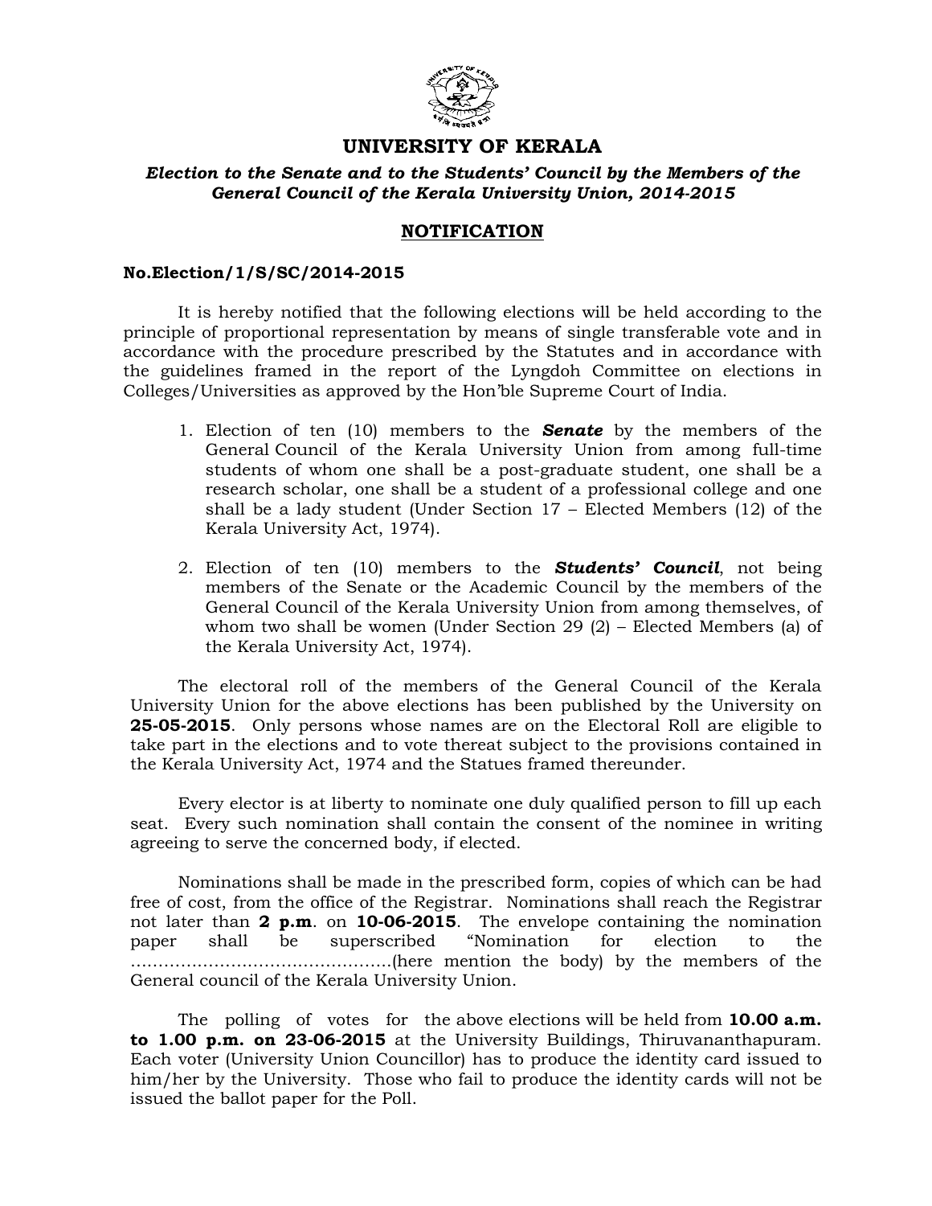# UNIVERSITY OF KERALA

***Election to the Senate and to the Students' Council by the Members of the General Council of the Kerala University Union, 2014-2015***

## NOTIFICATION

**No.Election/1/S/SC/2014-2015**

It is hereby notified that the following elections will be held according to the principle of proportional representation by means of single transferable vote and in accordance with the procedure prescribed by the Statutes and in accordance with the guidelines framed in the report of the Lyngdoh Committee on elections in Colleges/Universities as approved by the Hon'ble Supreme Court of India.

1. Election of ten (10) members to the ***Senate*** by the members of the General Council of the Kerala University Union from among full-time students of whom one shall be a post-graduate student, one shall be a research scholar, one shall be a student of a professional college and one shall be a lady student (Under Section 17 – Elected Members (12) of the Kerala University Act, 1974).

2. Election of ten (10) members to the ***Students' Council***, not being members of the Senate or the Academic Council by the members of the General Council of the Kerala University Union from among themselves, of whom two shall be women (Under Section 29 (2) – Elected Members (a) of the Kerala University Act, 1974).

The electoral roll of the members of the General Council of the Kerala University Union for the above elections has been published by the University on **25-05-2015**. Only persons whose names are on the Electoral Roll are eligible to take part in the elections and to vote thereat subject to the provisions contained in the Kerala University Act, 1974 and the Statues framed thereunder.

Every elector is at liberty to nominate one duly qualified person to fill up each seat. Every such nomination shall contain the consent of the nominee in writing agreeing to serve the concerned body, if elected.

Nominations shall be made in the prescribed form, copies of which can be had free of cost, from the office of the Registrar. Nominations shall reach the Registrar not later than **2 p.m**. on **10-06-2015**. The envelope containing the nomination paper shall be superscribed "Nomination for election to the ……………………………………….(here mention the body) by the members of the General council of the Kerala University Union.

The polling of votes for the above elections will be held from **10.00 a.m. to 1.00 p.m. on 23-06-2015** at the University Buildings, Thiruvananthapuram. Each voter (University Union Councillor) has to produce the identity card issued to him/her by the University. Those who fail to produce the identity cards will not be issued the ballot paper for the Poll.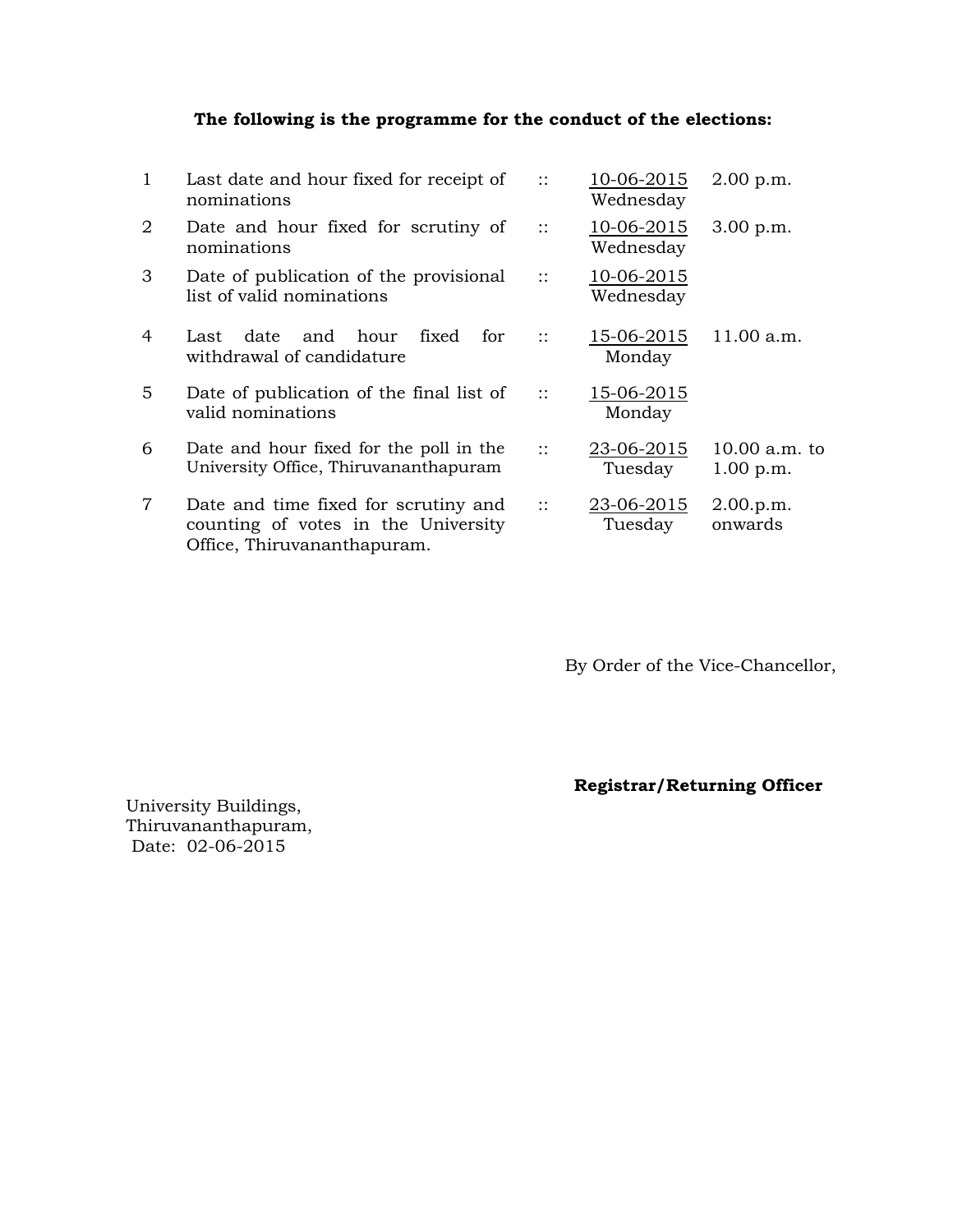**The following is the programme for the conduct of the elections:**

| | | | | |
|---|---|---|---|---|
| 1 | Last date and hour fixed for receipt of nominations | :: | 10-06-2015 Wednesday | 2.00 p.m. |
| 2 | Date and hour fixed for scrutiny of nominations | :: | 10-06-2015 Wednesday | 3.00 p.m. |
| 3 | Date of publication of the provisional list of valid nominations | :: | 10-06-2015 Wednesday | |
| 4 | Last date and hour fixed for withdrawal of candidature | :: | 15-06-2015 Monday | 11.00 a.m. |
| 5 | Date of publication of the final list of valid nominations | :: | 15-06-2015 Monday | |
| 6 | Date and hour fixed for the poll in the University Office, Thiruvananthapuram | :: | 23-06-2015 Tuesday | 10.00 a.m. to 1.00 p.m. |
| 7 | Date and time fixed for scrutiny and counting of votes in the University Office, Thiruvananthapuram. | :: | 23-06-2015 Tuesday | 2.00.p.m. onwards |

By Order of the Vice-Chancellor,

**Registrar/Returning Officer**

University Buildings,
Thiruvananthapuram,
Date: 02-06-2015